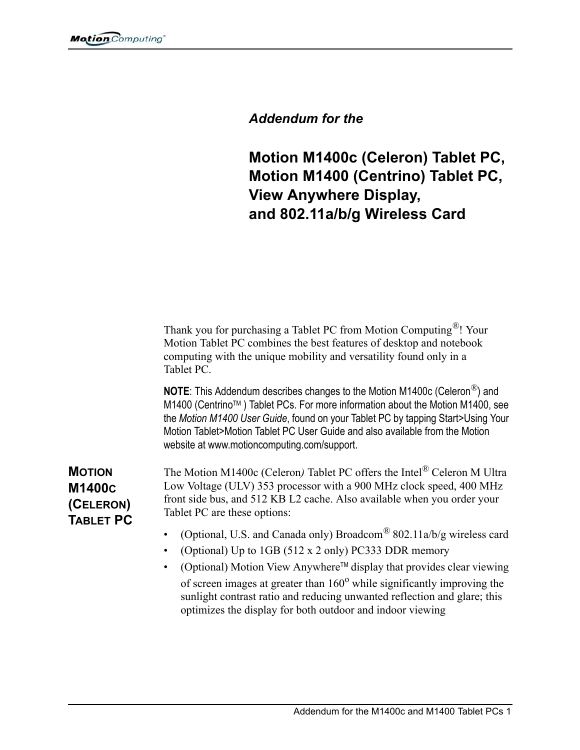*Addendum for the*

# Motion M1400c (Celeron) Tablet PC, Motion M1400 (Centrino) Tablet PC, View Anywhere Display, and 802.11a/b/g Wireless Card

Thank you for purchasing a Tablet PC from Motion Computing®! Your Motion Tablet PC combines the best features of desktop and notebook computing with the unique mobility and versatility found only in a Tablet PC.

**NOTE**: This Addendum describes changes to the Motion M1400c (Celeron®) and M1400 (Centrino™ ) Tablet PCs. For more information about the Motion M1400, see the *Motion M1400 User Guide*, found on your Tablet PC by tapping Start>Using Your Motion Tablet>Motion Tablet PC User Guide and also available from the Motion website at www.motioncomputing.com/support.

## Motion M1400c (Celeron) Tablet PC

The Motion M1400c (Celeron*)* Tablet PC offers the Intel® Celeron M Ultra Low Voltage (ULV) 353 processor with a 900 MHz clock speed, 400 MHz front side bus, and 512 KB L2 cache. Also available when you order your Tablet PC are these options:

- (Optional, U.S. and Canada only) Broadcom® 802.11a/b/g wireless card
- (Optional) Up to 1GB (512 x 2 only) PC333 DDR memory
- (Optional) Motion View Anywhere™ display that provides clear viewing of screen images at greater than 160° while significantly improving the sunlight contrast ratio and reducing unwanted reflection and glare; this optimizes the display for both outdoor and indoor viewing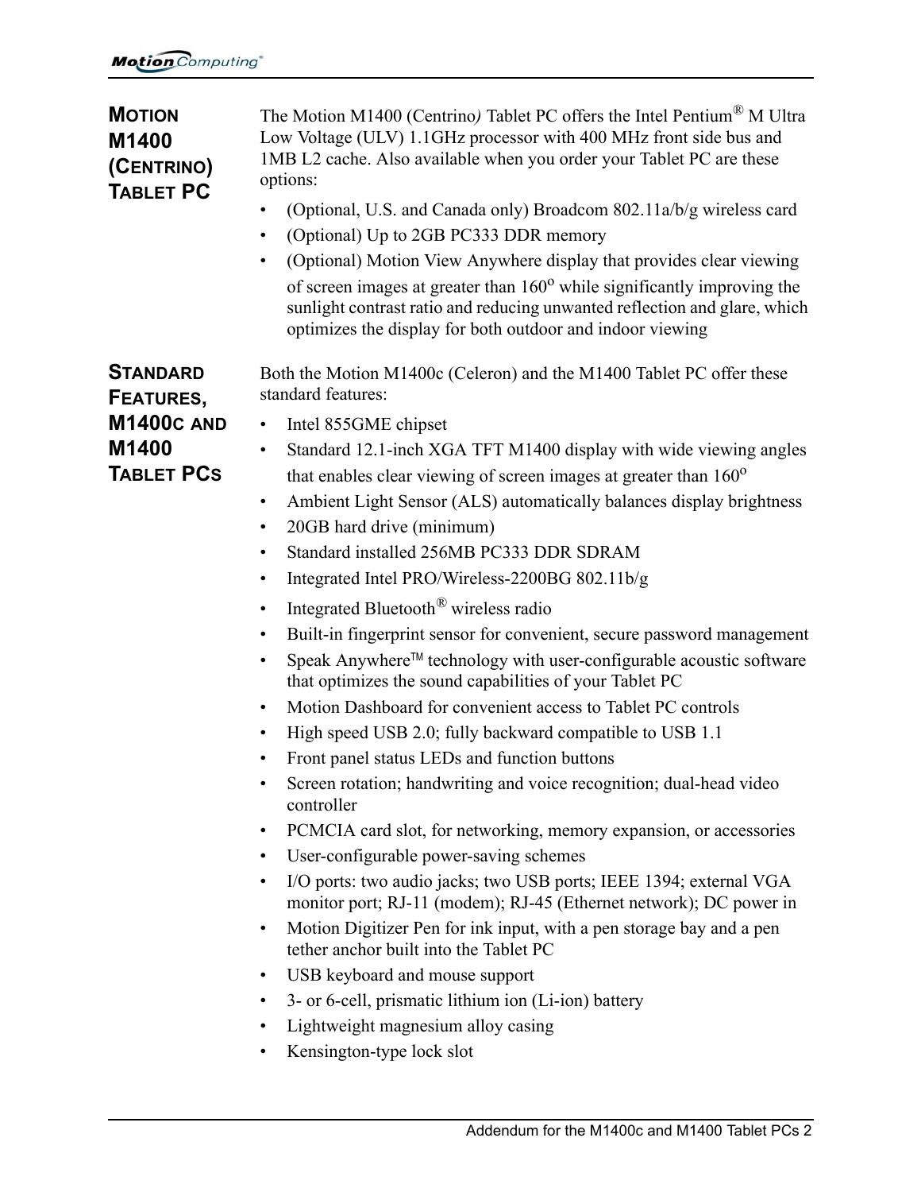## MOTION M1400 (CENTRINO) TABLET PC

The Motion M1400 (Centrino*)* Tablet PC offers the Intel Pentium® M Ultra Low Voltage (ULV) 1.1GHz processor with 400 MHz front side bus and 1MB L2 cache. Also available when you order your Tablet PC are these options:

- (Optional, U.S. and Canada only) Broadcom 802.11a/b/g wireless card
- (Optional) Up to 2GB PC333 DDR memory
- (Optional) Motion View Anywhere display that provides clear viewing of screen images at greater than 160° while significantly improving the sunlight contrast ratio and reducing unwanted reflection and glare, which optimizes the display for both outdoor and indoor viewing

## STANDARD FEATURES, M1400C AND M1400 TABLET PCS

Both the Motion M1400c (Celeron) and the M1400 Tablet PC offer these standard features:

- Intel 855GME chipset
- Standard 12.1-inch XGA TFT M1400 display with wide viewing angles that enables clear viewing of screen images at greater than 160°
- Ambient Light Sensor (ALS) automatically balances display brightness
- 20GB hard drive (minimum)
- Standard installed 256MB PC333 DDR SDRAM
- Integrated Intel PRO/Wireless-2200BG 802.11b/g
- Integrated Bluetooth® wireless radio
- Built-in fingerprint sensor for convenient, secure password management
- Speak Anywhere™ technology with user-configurable acoustic software that optimizes the sound capabilities of your Tablet PC
- Motion Dashboard for convenient access to Tablet PC controls
- High speed USB 2.0; fully backward compatible to USB 1.1
- Front panel status LEDs and function buttons
- Screen rotation; handwriting and voice recognition; dual-head video controller
- PCMCIA card slot, for networking, memory expansion, or accessories
- User-configurable power-saving schemes
- I/O ports: two audio jacks; two USB ports; IEEE 1394; external VGA monitor port; RJ-11 (modem); RJ-45 (Ethernet network); DC power in
- Motion Digitizer Pen for ink input, with a pen storage bay and a pen tether anchor built into the Tablet PC
- USB keyboard and mouse support
- 3- or 6-cell, prismatic lithium ion (Li-ion) battery
- Lightweight magnesium alloy casing
- Kensington-type lock slot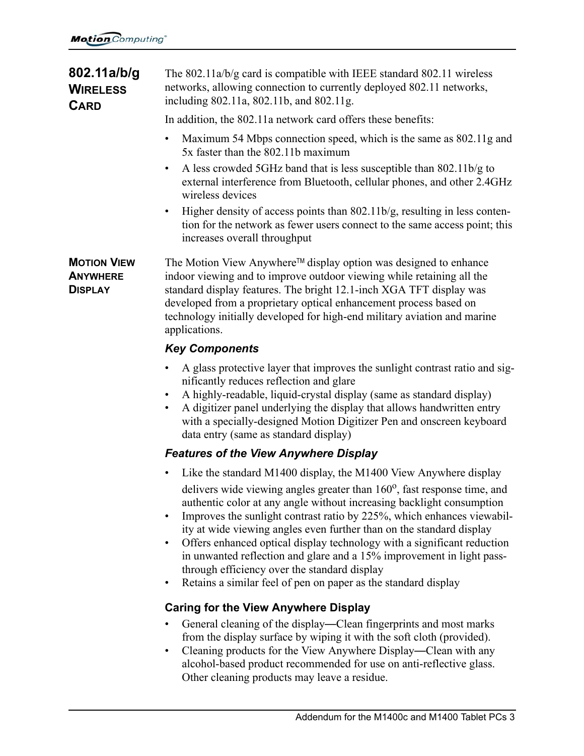## 802.11a/b/g Wireless Card

The 802.11a/b/g card is compatible with IEEE standard 802.11 wireless networks, allowing connection to currently deployed 802.11 networks, including 802.11a, 802.11b, and 802.11g.

In addition, the 802.11a network card offers these benefits:

- Maximum 54 Mbps connection speed, which is the same as 802.11g and 5x faster than the 802.11b maximum
- A less crowded 5GHz band that is less susceptible than 802.11b/g to external interference from Bluetooth, cellular phones, and other 2.4GHz wireless devices
- Higher density of access points than 802.11b/g, resulting in less contention for the network as fewer users connect to the same access point; this increases overall throughput

## Motion View Anywhere Display

The Motion View Anywhere™ display option was designed to enhance indoor viewing and to improve outdoor viewing while retaining all the standard display features. The bright 12.1-inch XGA TFT display was developed from a proprietary optical enhancement process based on technology initially developed for high-end military aviation and marine applications.

### *Key Components*

- A glass protective layer that improves the sunlight contrast ratio and significantly reduces reflection and glare
- A highly-readable, liquid-crystal display (same as standard display)
- A digitizer panel underlying the display that allows handwritten entry with a specially-designed Motion Digitizer Pen and onscreen keyboard data entry (same as standard display)

### *Features of the View Anywhere Display*

- Like the standard M1400 display, the M1400 View Anywhere display delivers wide viewing angles greater than 160°, fast response time, and authentic color at any angle without increasing backlight consumption
- Improves the sunlight contrast ratio by 225%, which enhances viewability at wide viewing angles even further than on the standard display
- Offers enhanced optical display technology with a significant reduction in unwanted reflection and glare and a 15% improvement in light pass-through efficiency over the standard display
- Retains a similar feel of pen on paper as the standard display

### Caring for the View Anywhere Display

- General cleaning of the display—Clean fingerprints and most marks from the display surface by wiping it with the soft cloth (provided).
- Cleaning products for the View Anywhere Display—Clean with any alcohol-based product recommended for use on anti-reflective glass. Other cleaning products may leave a residue.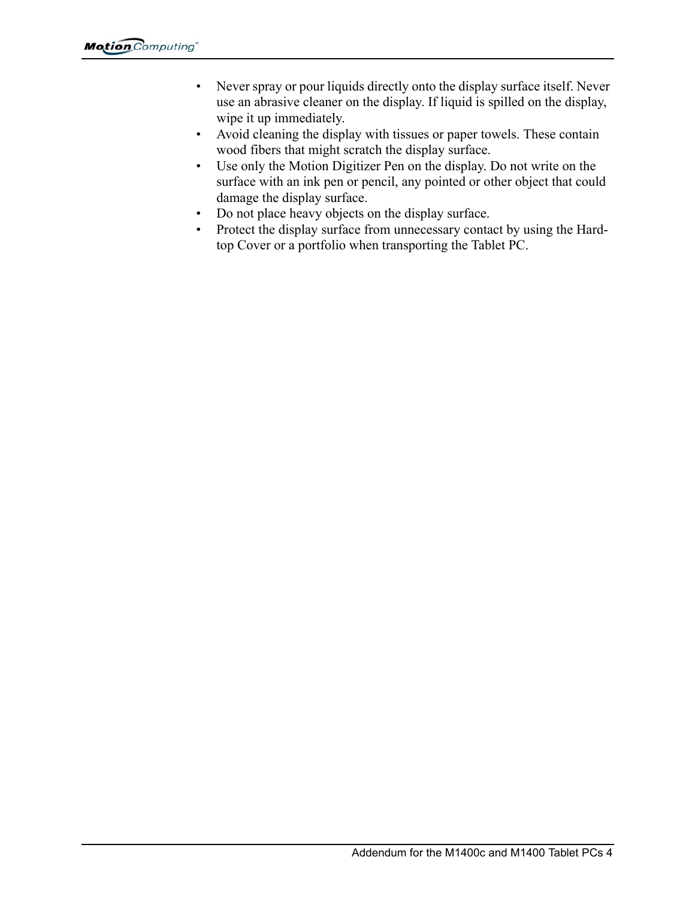- Never spray or pour liquids directly onto the display surface itself. Never use an abrasive cleaner on the display. If liquid is spilled on the display, wipe it up immediately.
- Avoid cleaning the display with tissues or paper towels. These contain wood fibers that might scratch the display surface.
- Use only the Motion Digitizer Pen on the display. Do not write on the surface with an ink pen or pencil, any pointed or other object that could damage the display surface.
- Do not place heavy objects on the display surface.
- Protect the display surface from unnecessary contact by using the Hard-top Cover or a portfolio when transporting the Tablet PC.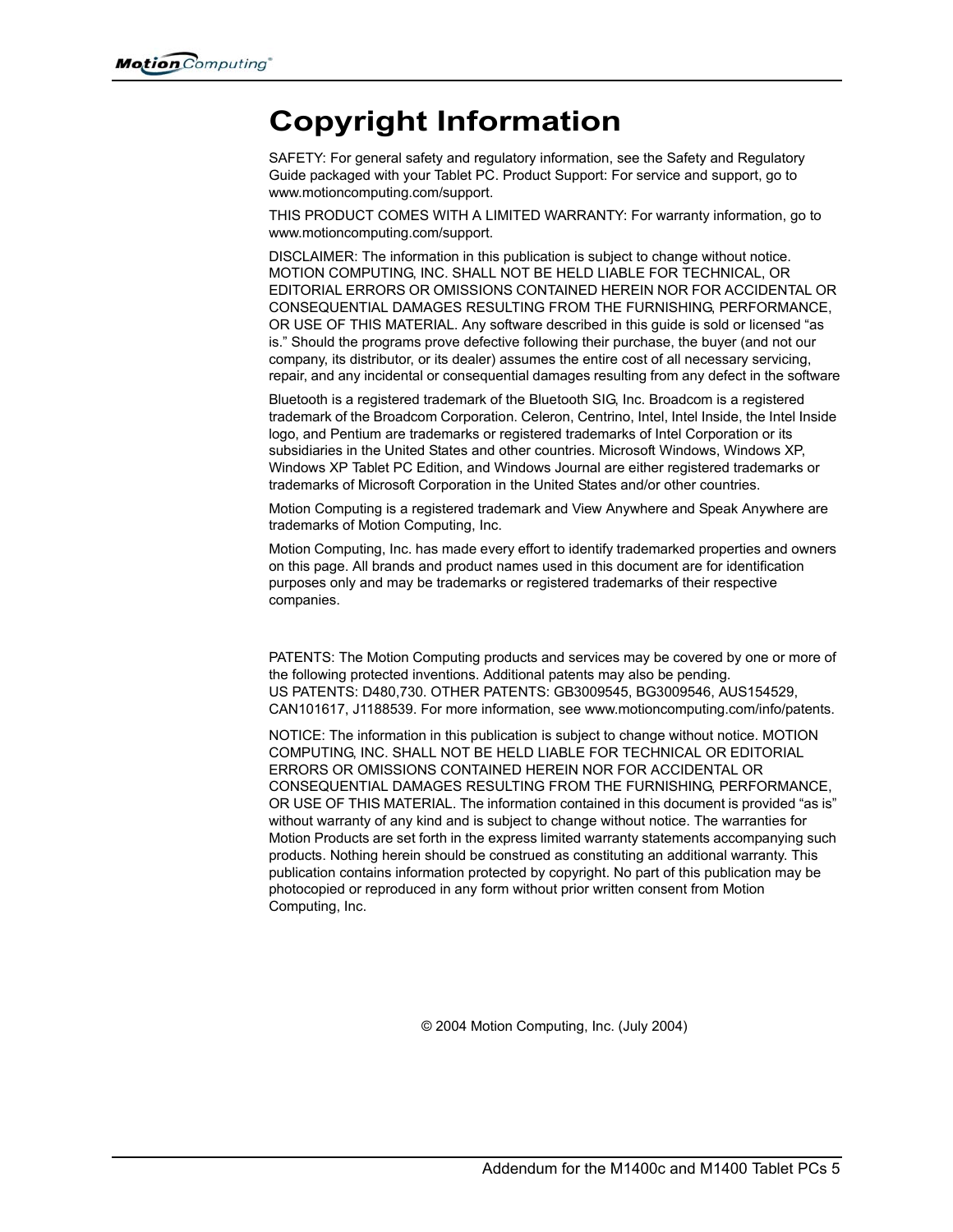# Copyright Information

SAFETY: For general safety and regulatory information, see the Safety and Regulatory Guide packaged with your Tablet PC. Product Support: For service and support, go to www.motioncomputing.com/support.

THIS PRODUCT COMES WITH A LIMITED WARRANTY: For warranty information, go to www.motioncomputing.com/support.

DISCLAIMER: The information in this publication is subject to change without notice. MOTION COMPUTING, INC. SHALL NOT BE HELD LIABLE FOR TECHNICAL, OR EDITORIAL ERRORS OR OMISSIONS CONTAINED HEREIN NOR FOR ACCIDENTAL OR CONSEQUENTIAL DAMAGES RESULTING FROM THE FURNISHING, PERFORMANCE, OR USE OF THIS MATERIAL. Any software described in this guide is sold or licensed "as is." Should the programs prove defective following their purchase, the buyer (and not our company, its distributor, or its dealer) assumes the entire cost of all necessary servicing, repair, and any incidental or consequential damages resulting from any defect in the software

Bluetooth is a registered trademark of the Bluetooth SIG, Inc. Broadcom is a registered trademark of the Broadcom Corporation. Celeron, Centrino, Intel, Intel Inside, the Intel Inside logo, and Pentium are trademarks or registered trademarks of Intel Corporation or its subsidiaries in the United States and other countries. Microsoft Windows, Windows XP, Windows XP Tablet PC Edition, and Windows Journal are either registered trademarks or trademarks of Microsoft Corporation in the United States and/or other countries.

Motion Computing is a registered trademark and View Anywhere and Speak Anywhere are trademarks of Motion Computing, Inc.

Motion Computing, Inc. has made every effort to identify trademarked properties and owners on this page. All brands and product names used in this document are for identification purposes only and may be trademarks or registered trademarks of their respective companies.

PATENTS: The Motion Computing products and services may be covered by one or more of the following protected inventions. Additional patents may also be pending.
US PATENTS: D480,730. OTHER PATENTS: GB3009545, BG3009546, AUS154529, CAN101617, J1188539. For more information, see www.motioncomputing.com/info/patents.

NOTICE: The information in this publication is subject to change without notice. MOTION COMPUTING, INC. SHALL NOT BE HELD LIABLE FOR TECHNICAL OR EDITORIAL ERRORS OR OMISSIONS CONTAINED HEREIN NOR FOR ACCIDENTAL OR CONSEQUENTIAL DAMAGES RESULTING FROM THE FURNISHING, PERFORMANCE, OR USE OF THIS MATERIAL. The information contained in this document is provided "as is" without warranty of any kind and is subject to change without notice. The warranties for Motion Products are set forth in the express limited warranty statements accompanying such products. Nothing herein should be construed as constituting an additional warranty. This publication contains information protected by copyright. No part of this publication may be photocopied or reproduced in any form without prior written consent from Motion Computing, Inc.

© 2004 Motion Computing, Inc. (July 2004)